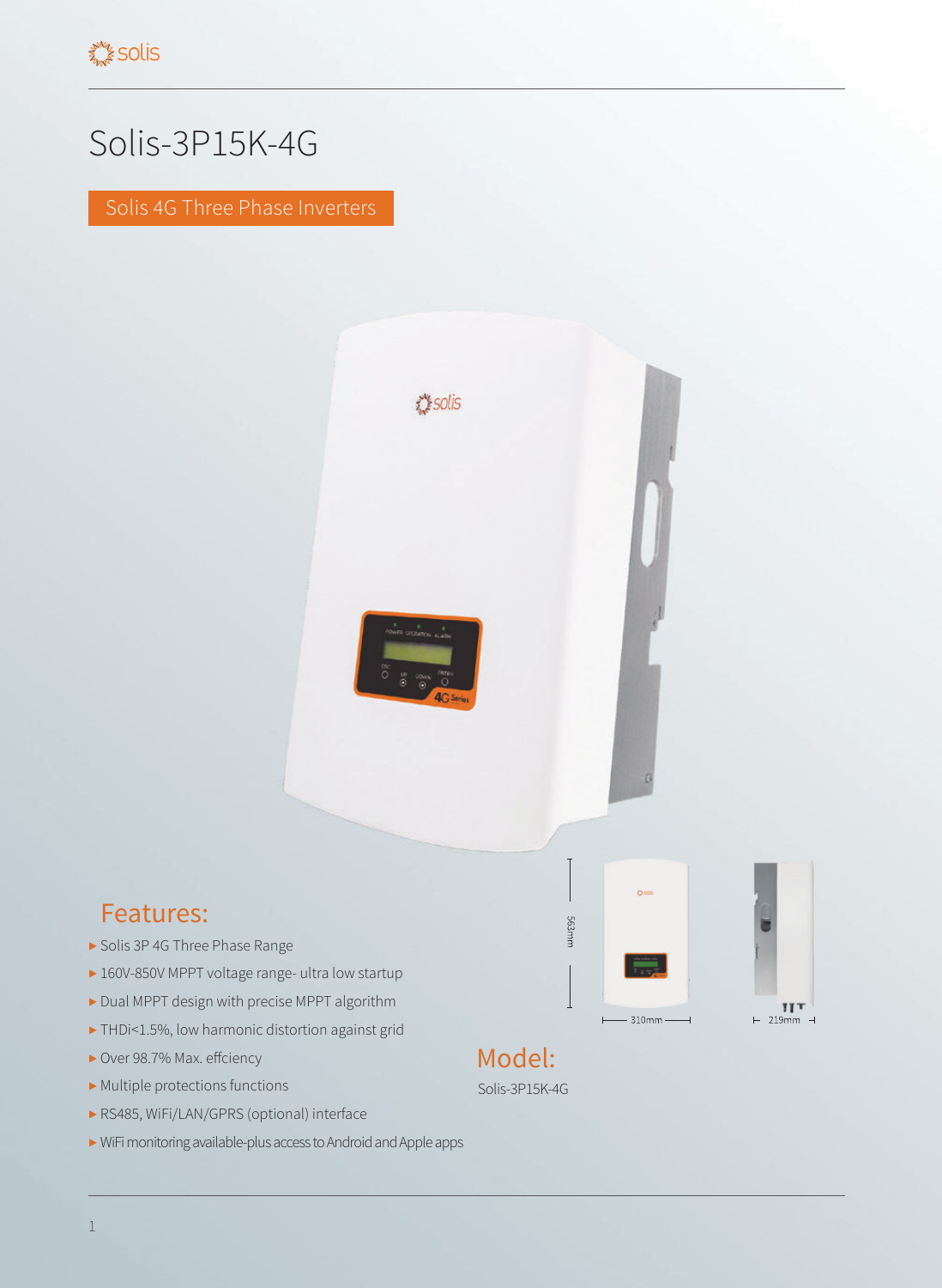# Solis-3P15K-4G

Solis 4G Three Phase Inverters

563mm

310mm

219mm

## Features:

- Solis 3P 4G Three Phase Range
- 160V-850V MPPT voltage range- ultra low startup
- Dual MPPT design with precise MPPT algorithm
- THDi<1.5%, low harmonic distortion against grid
- Over 98.7% Max. effciency
- Multiple protections functions
- RS485, WiFi/LAN/GPRS (optional) interface
- WiFi monitoring available-plus access to Android and Apple apps

## Model:

Solis-3P15K-4G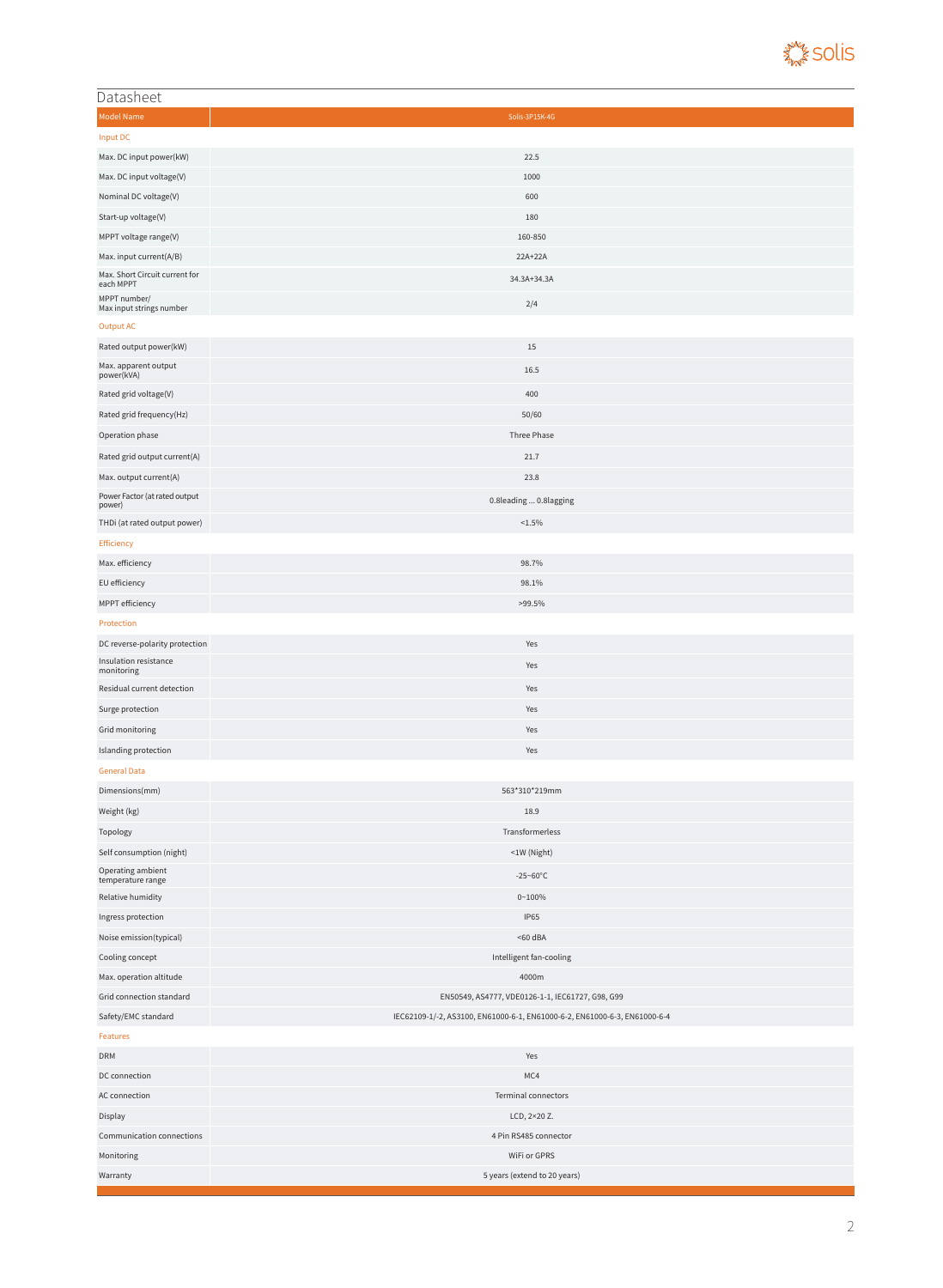## Datasheet

| Model Name | Solis-3P15K-4G |
| --- | --- |
| **Input DC** | |
| Max. DC input power(kW) | 22.5 |
| Max. DC input voltage(V) | 1000 |
| Nominal DC voltage(V) | 600 |
| Start-up voltage(V) | 180 |
| MPPT voltage range(V) | 160-850 |
| Max. input current(A/B) | 22A+22A |
| Max. Short Circuit current for each MPPT | 34.3A+34.3A |
| MPPT number/ Max input strings number | 2/4 |
| **Output AC** | |
| Rated output power(kW) | 15 |
| Max. apparent output power(kVA) | 16.5 |
| Rated grid voltage(V) | 400 |
| Rated grid frequency(Hz) | 50/60 |
| Operation phase | Three Phase |
| Rated grid output current(A) | 21.7 |
| Max. output current(A) | 23.8 |
| Power Factor (at rated output power) | 0.8leading ... 0.8lagging |
| THDi (at rated output power) | <1.5% |
| **Efficiency** | |
| Max. efficiency | 98.7% |
| EU efficiency | 98.1% |
| MPPT efficiency | >99.5% |
| **Protection** | |
| DC reverse-polarity protection | Yes |
| Insulation resistance monitoring | Yes |
| Residual current detection | Yes |
| Surge protection | Yes |
| Grid monitoring | Yes |
| Islanding protection | Yes |
| **General Data** | |
| Dimensions(mm) | 563*310*219mm |
| Weight (kg) | 18.9 |
| Topology | Transformerless |
| Self consumption (night) | <1W (Night) |
| Operating ambient temperature range | -25~60°C |
| Relative humidity | 0~100% |
| Ingress protection | IP65 |
| Noise emission(typical) | <60 dBA |
| Cooling concept | Intelligent fan-cooling |
| Max. operation altitude | 4000m |
| Grid connection standard | EN50549, AS4777, VDE0126-1-1, IEC61727, G98, G99 |
| Safety/EMC standard | IEC62109-1/-2, AS3100, EN61000-6-1, EN61000-6-2, EN61000-6-3, EN61000-6-4 |
| **Features** | |
| DRM | Yes |
| DC connection | MC4 |
| AC connection | Terminal connectors |
| Display | LCD, 2×20 Z. |
| Communication connections | 4 Pin RS485 connector |
| Monitoring | WiFi or GPRS |
| Warranty | 5 years (extend to 20 years) |